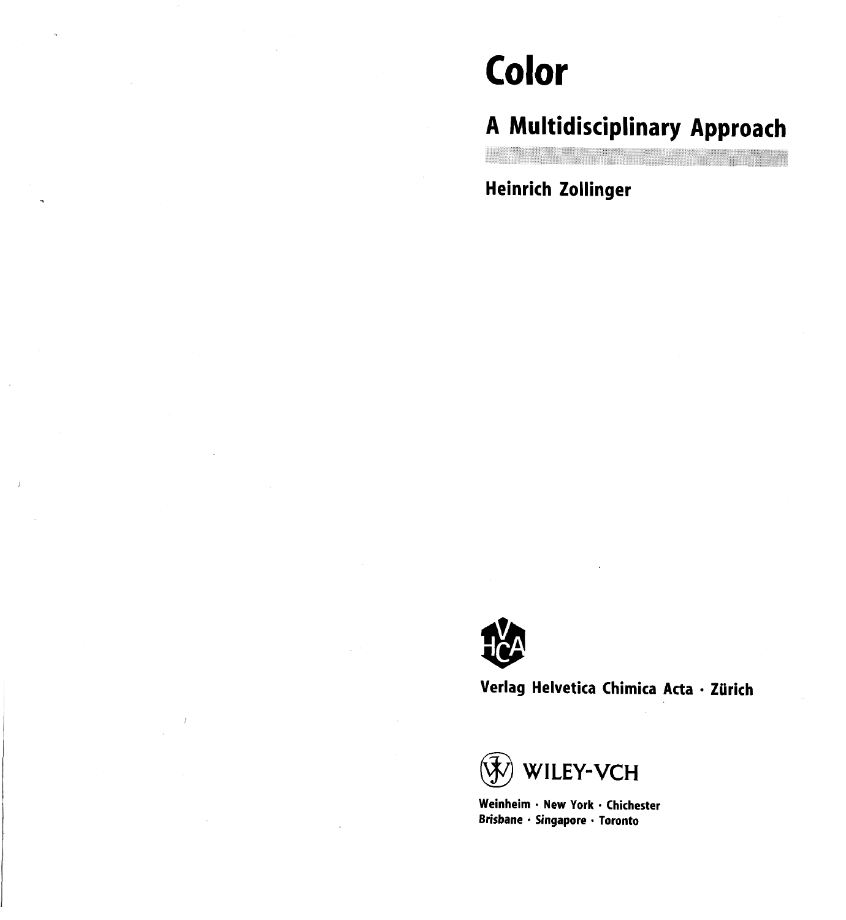# Color

## A Multidisciplinary Approach

**Heinrich Zollinger**

**Verlag Helvetica Chimica Acta · Zürich**

WILEY-VCH

**Weinheim · New York · Chichester**
**Brisbane · Singapore · Toronto**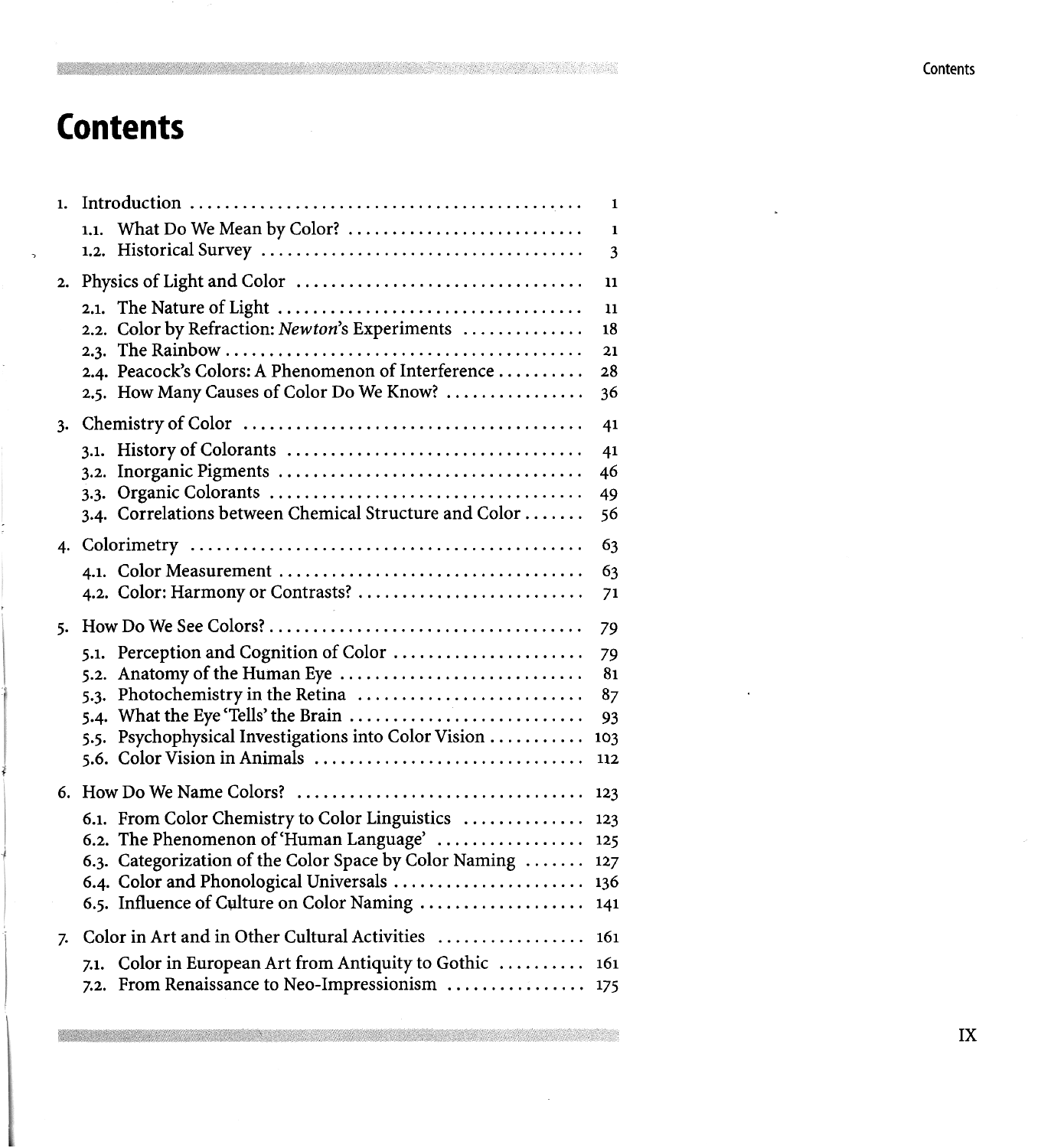# Contents

1. Introduction ..... 1
   - 1.1. What Do We Mean by Color? ..... 1
   - 1.2. Historical Survey ..... 3
2. Physics of Light and Color ..... 11
   - 2.1. The Nature of Light ..... 11
   - 2.2. Color by Refraction: *Newton*'s Experiments ..... 18
   - 2.3. The Rainbow ..... 21
   - 2.4. Peacock's Colors: A Phenomenon of Interference ..... 28
   - 2.5. How Many Causes of Color Do We Know? ..... 36
3. Chemistry of Color ..... 41
   - 3.1. History of Colorants ..... 41
   - 3.2. Inorganic Pigments ..... 46
   - 3.3. Organic Colorants ..... 49
   - 3.4. Correlations between Chemical Structure and Color ..... 56
4. Colorimetry ..... 63
   - 4.1. Color Measurement ..... 63
   - 4.2. Color: Harmony or Contrasts? ..... 71
5. How Do We See Colors? ..... 79
   - 5.1. Perception and Cognition of Color ..... 79
   - 5.2. Anatomy of the Human Eye ..... 81
   - 5.3. Photochemistry in the Retina ..... 87
   - 5.4. What the Eye 'Tells' the Brain ..... 93
   - 5.5. Psychophysical Investigations into Color Vision ..... 103
   - 5.6. Color Vision in Animals ..... 112
6. How Do We Name Colors? ..... 123
   - 6.1. From Color Chemistry to Color Linguistics ..... 123
   - 6.2. The Phenomenon of 'Human Language' ..... 125
   - 6.3. Categorization of the Color Space by Color Naming ..... 127
   - 6.4. Color and Phonological Universals ..... 136
   - 6.5. Influence of Culture on Color Naming ..... 141
7. Color in Art and in Other Cultural Activities ..... 161
   - 7.1. Color in European Art from Antiquity to Gothic ..... 161
   - 7.2. From Renaissance to Neo-Impressionism ..... 175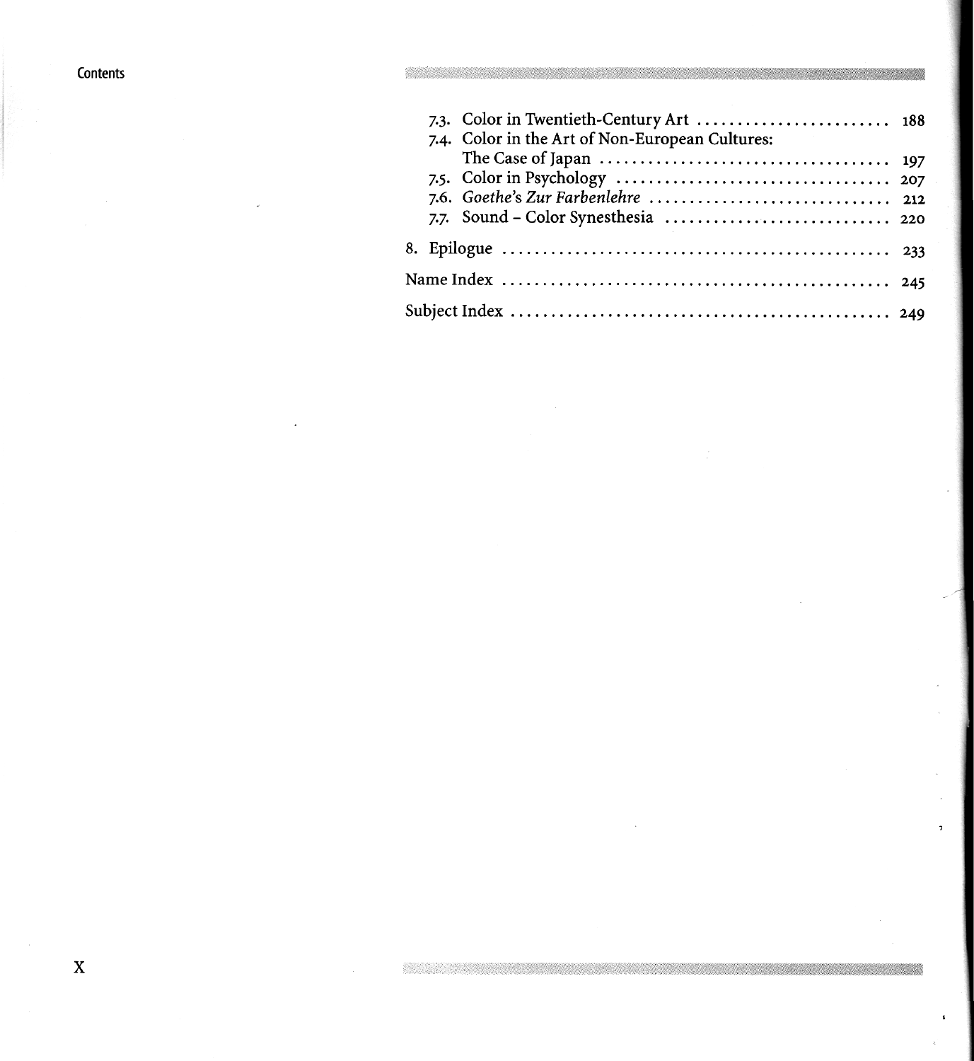7.3. Color in Twentieth-Century Art ........................ 188
7.4. Color in the Art of Non-European Cultures: The Case of Japan ........................ 197
7.5. Color in Psychology ........................ 207
7.6. *Goethe's Zur Farbenlehre* ........................ 212
7.7. Sound – Color Synesthesia ........................ 220

8. Epilogue ........................ 233

Name Index ........................ 245

Subject Index ........................ 249